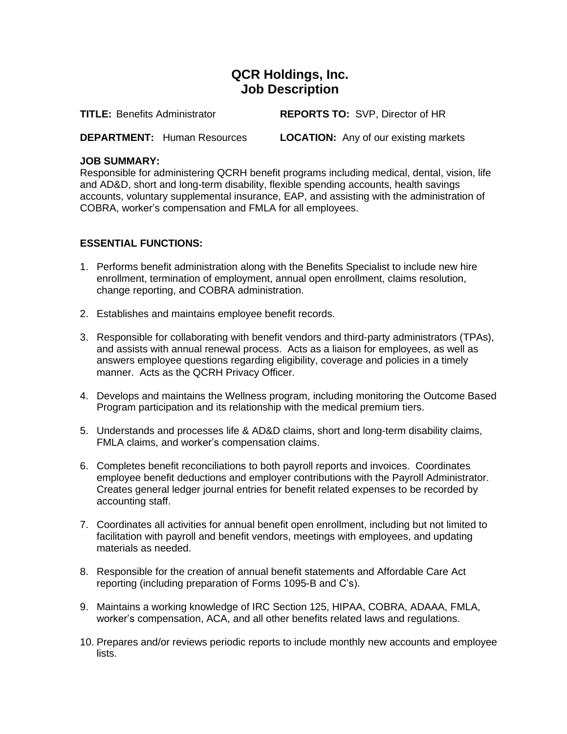# QCR Holdings, Inc.
# Job Description

**TITLE:** Benefits Administrator

**REPORTS TO:** SVP, Director of HR

**DEPARTMENT:** Human Resources

**LOCATION:** Any of our existing markets

**JOB SUMMARY:**
Responsible for administering QCRH benefit programs including medical, dental, vision, life and AD&D, short and long-term disability, flexible spending accounts, health savings accounts, voluntary supplemental insurance, EAP, and assisting with the administration of COBRA, worker's compensation and FMLA for all employees.

**ESSENTIAL FUNCTIONS:**

1. Performs benefit administration along with the Benefits Specialist to include new hire enrollment, termination of employment, annual open enrollment, claims resolution, change reporting, and COBRA administration.

2. Establishes and maintains employee benefit records.

3. Responsible for collaborating with benefit vendors and third-party administrators (TPAs), and assists with annual renewal process. Acts as a liaison for employees, as well as answers employee questions regarding eligibility, coverage and policies in a timely manner. Acts as the QCRH Privacy Officer.

4. Develops and maintains the Wellness program, including monitoring the Outcome Based Program participation and its relationship with the medical premium tiers.

5. Understands and processes life & AD&D claims, short and long-term disability claims, FMLA claims, and worker's compensation claims.

6. Completes benefit reconciliations to both payroll reports and invoices. Coordinates employee benefit deductions and employer contributions with the Payroll Administrator. Creates general ledger journal entries for benefit related expenses to be recorded by accounting staff.

7. Coordinates all activities for annual benefit open enrollment, including but not limited to facilitation with payroll and benefit vendors, meetings with employees, and updating materials as needed.

8. Responsible for the creation of annual benefit statements and Affordable Care Act reporting (including preparation of Forms 1095-B and C's).

9. Maintains a working knowledge of IRC Section 125, HIPAA, COBRA, ADAAA, FMLA, worker's compensation, ACA, and all other benefits related laws and regulations.

10. Prepares and/or reviews periodic reports to include monthly new accounts and employee lists.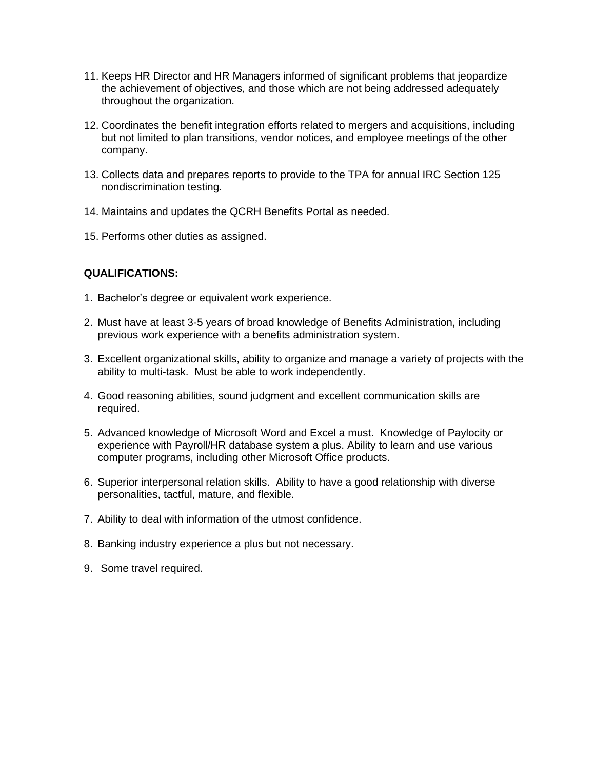11. Keeps HR Director and HR Managers informed of significant problems that jeopardize the achievement of objectives, and those which are not being addressed adequately throughout the organization.

12. Coordinates the benefit integration efforts related to mergers and acquisitions, including but not limited to plan transitions, vendor notices, and employee meetings of the other company.

13. Collects data and prepares reports to provide to the TPA for annual IRC Section 125 nondiscrimination testing.

14. Maintains and updates the QCRH Benefits Portal as needed.

15. Performs other duties as assigned.

**QUALIFICATIONS:**

1. Bachelor's degree or equivalent work experience.

2. Must have at least 3-5 years of broad knowledge of Benefits Administration, including previous work experience with a benefits administration system.

3. Excellent organizational skills, ability to organize and manage a variety of projects with the ability to multi-task. Must be able to work independently.

4. Good reasoning abilities, sound judgment and excellent communication skills are required.

5. Advanced knowledge of Microsoft Word and Excel a must. Knowledge of Paylocity or experience with Payroll/HR database system a plus. Ability to learn and use various computer programs, including other Microsoft Office products.

6. Superior interpersonal relation skills. Ability to have a good relationship with diverse personalities, tactful, mature, and flexible.

7. Ability to deal with information of the utmost confidence.

8. Banking industry experience a plus but not necessary.

9. Some travel required.